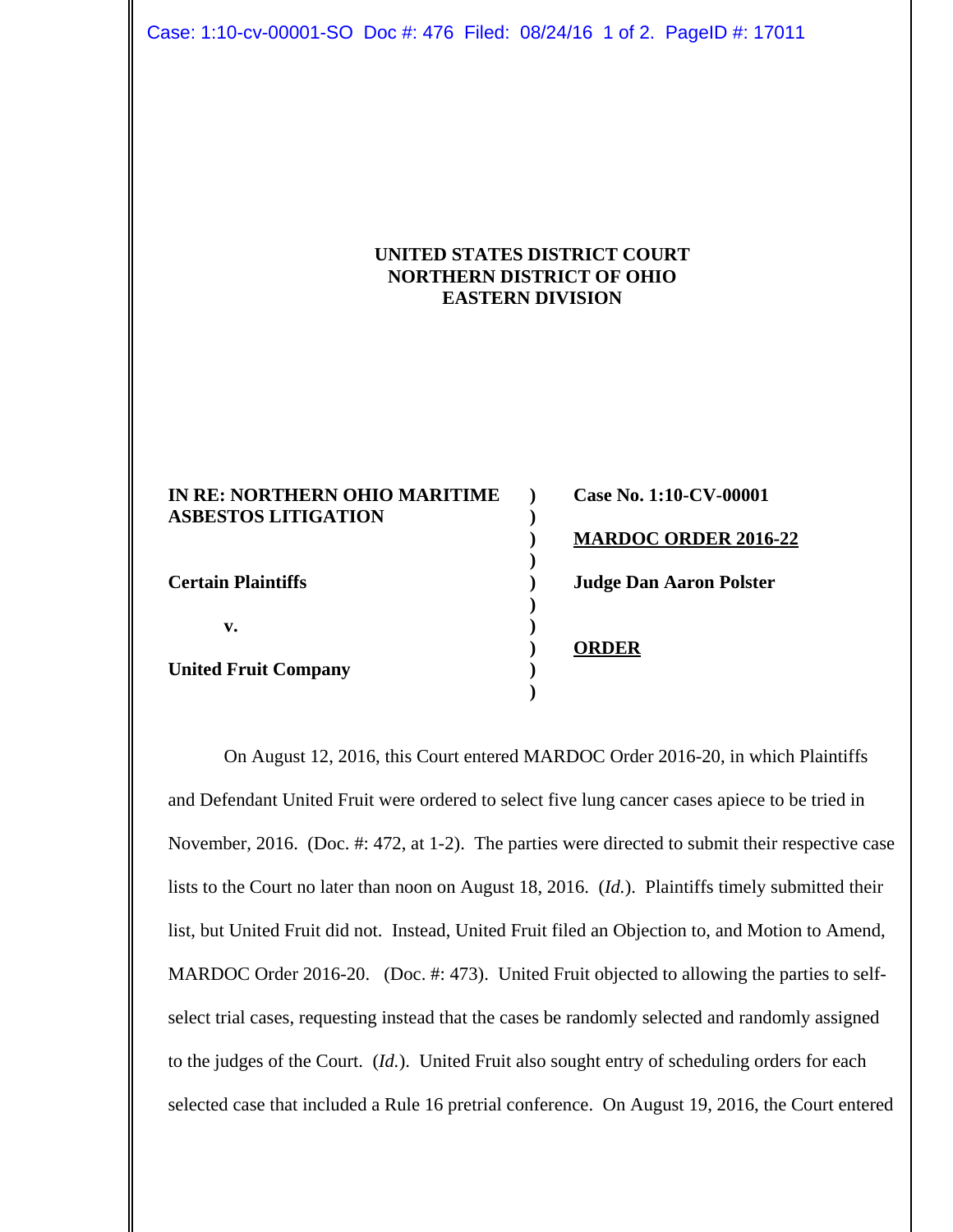**UNITED STATES DISTRICT COURT**
**NORTHERN DISTRICT OF OHIO**
**EASTERN DIVISION**

| | | |
|---|---|---|
| **IN RE: NORTHERN OHIO MARITIME ASBESTOS LITIGATION** | ) | **Case No. 1:10-CV-00001** |
| | ) | **MARDOC ORDER 2016-22** |
| **Certain Plaintiffs** | ) | **Judge Dan Aaron Polster** |
| **v.** | ) | **ORDER** |
| **United Fruit Company** | ) | |

On August 12, 2016, this Court entered MARDOC Order 2016-20, in which Plaintiffs and Defendant United Fruit were ordered to select five lung cancer cases apiece to be tried in November, 2016. (Doc. #: 472, at 1-2). The parties were directed to submit their respective case lists to the Court no later than noon on August 18, 2016. (*Id.*). Plaintiffs timely submitted their list, but United Fruit did not. Instead, United Fruit filed an Objection to, and Motion to Amend, MARDOC Order 2016-20. (Doc. #: 473). United Fruit objected to allowing the parties to self-select trial cases, requesting instead that the cases be randomly selected and randomly assigned to the judges of the Court. (*Id.*). United Fruit also sought entry of scheduling orders for each selected case that included a Rule 16 pretrial conference. On August 19, 2016, the Court entered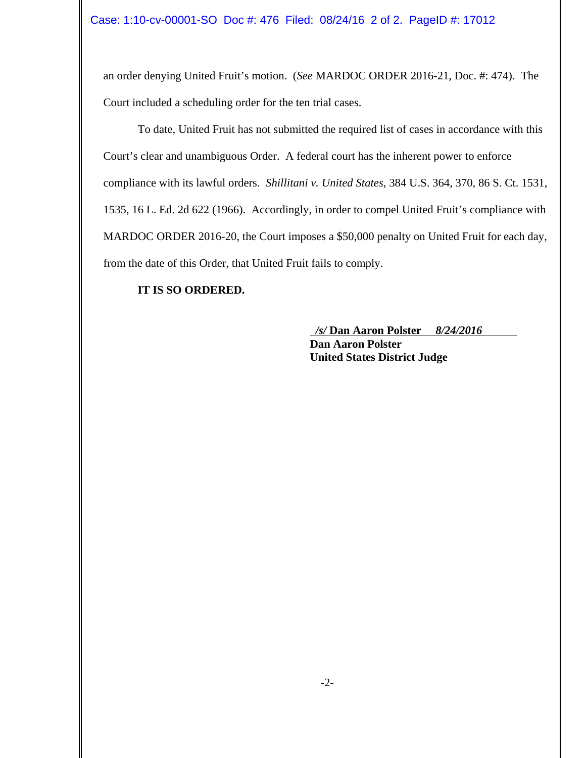an order denying United Fruit's motion. (*See* MARDOC ORDER 2016-21, Doc. #: 474). The Court included a scheduling order for the ten trial cases.

To date, United Fruit has not submitted the required list of cases in accordance with this Court's clear and unambiguous Order. A federal court has the inherent power to enforce compliance with its lawful orders. *Shillitani v. United States*, 384 U.S. 364, 370, 86 S. Ct. 1531, 1535, 16 L. Ed. 2d 622 (1966). Accordingly, in order to compel United Fruit's compliance with MARDOC ORDER 2016-20, the Court imposes a $50,000 penalty on United Fruit for each day, from the date of this Order, that United Fruit fails to comply.

**IT IS SO ORDERED.**

***/s/* Dan Aaron Polster** ***8/24/2016***
**Dan Aaron Polster**
**United States District Judge**